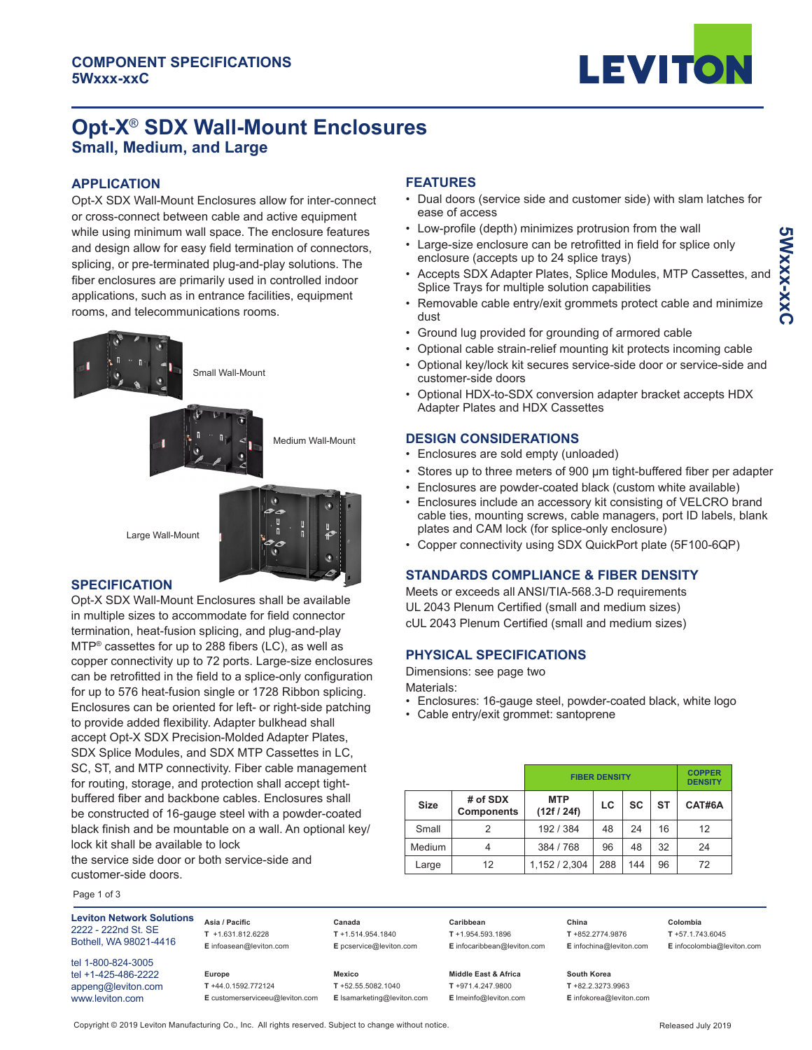COMPONENT SPECIFICATIONS
5Wxxx-xxC

# Opt-X® SDX Wall-Mount Enclosures

## Small, Medium, and Large

### APPLICATION

Opt-X SDX Wall-Mount Enclosures allow for inter-connect or cross-connect between cable and active equipment while using minimum wall space. The enclosure features and design allow for easy field termination of connectors, splicing, or pre-terminated plug-and-play solutions. The fiber enclosures are primarily used in controlled indoor applications, such as in entrance facilities, equipment rooms, and telecommunications rooms.

Small Wall-Mount

Medium Wall-Mount

Large Wall-Mount

### SPECIFICATION

Opt-X SDX Wall-Mount Enclosures shall be available in multiple sizes to accommodate for field connector termination, heat-fusion splicing, and plug-and-play MTP® cassettes for up to 288 fibers (LC), as well as copper connectivity up to 72 ports. Large-size enclosures can be retrofitted in the field to a splice-only configuration for up to 576 heat-fusion single or 1728 Ribbon splicing. Enclosures can be oriented for left- or right-side patching to provide added flexibility. Adapter bulkhead shall accept Opt-X SDX Precision-Molded Adapter Plates, SDX Splice Modules, and SDX MTP Cassettes in LC, SC, ST, and MTP connectivity. Fiber cable management for routing, storage, and protection shall accept tight-buffered fiber and backbone cables. Enclosures shall be constructed of 16-gauge steel with a powder-coated black finish and be mountable on a wall. An optional key/lock kit shall be available to lock
the service side door or both service-side and customer-side doors.

### FEATURES

- Dual doors (service side and customer side) with slam latches for ease of access
- Low-profile (depth) minimizes protrusion from the wall
- Large-size enclosure can be retrofitted in field for splice only enclosure (accepts up to 24 splice trays)
- Accepts SDX Adapter Plates, Splice Modules, MTP Cassettes, and Splice Trays for multiple solution capabilities
- Removable cable entry/exit grommets protect cable and minimize dust
- Ground lug provided for grounding of armored cable
- Optional cable strain-relief mounting kit protects incoming cable
- Optional key/lock kit secures service-side door or service-side and customer-side doors
- Optional HDX-to-SDX conversion adapter bracket accepts HDX Adapter Plates and HDX Cassettes

### DESIGN CONSIDERATIONS

- Enclosures are sold empty (unloaded)
- Stores up to three meters of 900 µm tight-buffered fiber per adapter
- Enclosures are powder-coated black (custom white available)
- Enclosures include an accessory kit consisting of VELCRO brand cable ties, mounting screws, cable managers, port ID labels, blank plates and CAM lock (for splice-only enclosure)
- Copper connectivity using SDX QuickPort plate (5F100-6QP)

### STANDARDS COMPLIANCE & FIBER DENSITY

Meets or exceeds all ANSI/TIA-568.3-D requirements
UL 2043 Plenum Certified (small and medium sizes)
cUL 2043 Plenum Certified (small and medium sizes)

### PHYSICAL SPECIFICATIONS

Dimensions: see page two
Materials:

- Enclosures: 16-gauge steel, powder-coated black, white logo
- Cable entry/exit grommet: santoprene

| | | FIBER DENSITY | | | | COPPER DENSITY |
|---|---|---|---|---|---|---|
| Size | # of SDX Components | MTP (12f / 24f) | LC | SC | ST | CAT#6A |
| Small | 2 | 192 / 384 | 48 | 24 | 16 | 12 |
| Medium | 4 | 384 / 768 | 96 | 48 | 32 | 24 |
| Large | 12 | 1,152 / 2,304 | 288 | 144 | 96 | 72 |

**Leviton Network Solutions**
2222 - 222nd St. SE
Bothell, WA 98021-4416

tel 1-800-824-3005
tel +1-425-486-2222
appeng@leviton.com
www.leviton.com

**Asia / Pacific**
T +1.631.812.6228
E infoasean@leviton.com

**Canada**
T +1.514.954.1840
E pcservice@leviton.com

**Caribbean**
T +1.954.593.1896
E infocaribbean@leviton.com

**China**
T +852.2774.9876
E infochina@leviton.com

**Colombia**
T +57.1.743.6045
E infocolombia@leviton.com

**Europe**
T +44.0.1592.772124
E customerserviceeu@leviton.com

**Mexico**
T +52.55.5082.1040
E lsamarketing@leviton.com

**Middle East & Africa**
T +971.4.247.9800
E lmeinfo@leviton.com

**South Korea**
T +82.2.3273.9963
E infokorea@leviton.com

Copyright © 2019 Leviton Manufacturing Co., Inc. All rights reserved. Subject to change without notice.

Released July 2019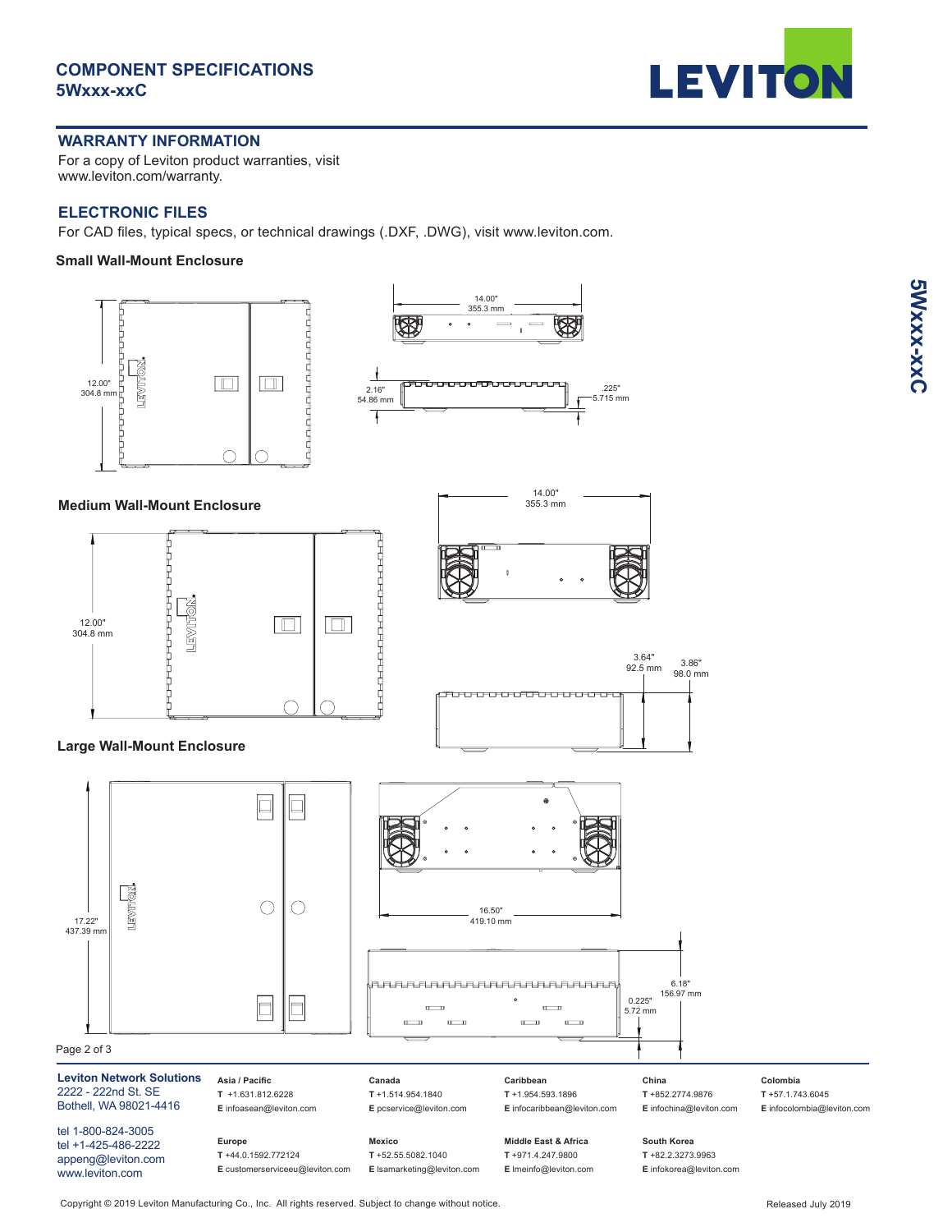## COMPONENT SPECIFICATIONS
## 5Wxxx-xxC

### WARRANTY INFORMATION

For a copy of Leviton product warranties, visit www.leviton.com/warranty.

### ELECTRONIC FILES

For CAD files, typical specs, or technical drawings (.DXF, .DWG), visit www.leviton.com.

#### Small Wall-Mount Enclosure

12.00"
304.8 mm

14.00"
355.3 mm

2.16"
54.86 mm

.225"
5.715 mm

#### Medium Wall-Mount Enclosure

12.00"
304.8 mm

14.00"
355.3 mm

3.64"
92.5 mm

3.86"
98.0 mm

#### Large Wall-Mount Enclosure

17.22"
437.39 mm

16.50"
419.10 mm

0.225"
5.72 mm

6.18"
156.97 mm

**Leviton Network Solutions**
2222 - 222nd St. SE
Bothell, WA 98021-4416

tel 1-800-824-3005
tel +1-425-486-2222
appeng@leviton.com
www.leviton.com

**Asia / Pacific**
**T** +1.631.812.6228
**E** infoasean@leviton.com

**Europe**
**T** +44.0.1592.772124
**E** customerserviceeu@leviton.com

**Canada**
**T** +1.514.954.1840
**E** pcservice@leviton.com

**Mexico**
**T** +52.55.5082.1040
**E** lsamarketing@leviton.com

**Caribbean**
**T** +1.954.593.1896
**E** infocaribbean@leviton.com

**Middle East & Africa**
**T** +971.4.247.9800
**E** lmeinfo@leviton.com

**China**
**T** +852.2774.9876
**E** infochina@leviton.com

**South Korea**
**T** +82.2.3273.9963
**E** infokorea@leviton.com

**Colombia**
**T** +57.1.743.6045
**E** infocolombia@leviton.com

Copyright © 2019 Leviton Manufacturing Co., Inc. All rights reserved. Subject to change without notice.

Released July 2019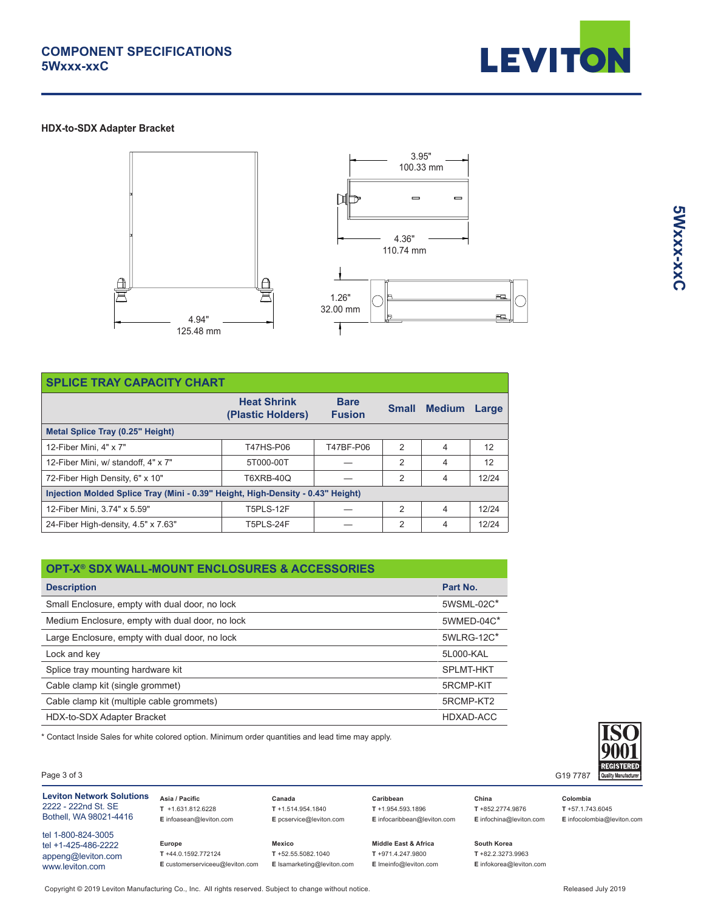# COMPONENT SPECIFICATIONS
## 5Wxxx-xxC

### HDX-to-SDX Adapter Bracket

3.95"
100.33 mm

4.36"
110.74 mm

1.26"
32.00 mm

4.94"
125.48 mm

| SPLICE TRAY CAPACITY CHART | | | | | |
|---|---|---|---|---|---|
| | **Heat Shrink (Plastic Holders)** | **Bare Fusion** | **Small** | **Medium** | **Large** |
| **Metal Splice Tray (0.25" Height)** | | | | | |
| 12-Fiber Mini, 4" x 7" | T47HS-P06 | T47BF-P06 | 2 | 4 | 12 |
| 12-Fiber Mini, w/ standoff, 4" x 7" | 5T000-00T | — | 2 | 4 | 12 |
| 72-Fiber High Density, 6" x 10" | T6XRB-40Q | — | 2 | 4 | 12/24 |
| **Injection Molded Splice Tray (Mini - 0.39" Height, High-Density - 0.43" Height)** | | | | | |
| 12-Fiber Mini, 3.74" x 5.59" | T5PLS-12F | — | 2 | 4 | 12/24 |
| 24-Fiber High-density, 4.5" x 7.63" | T5PLS-24F | — | 2 | 4 | 12/24 |

### OPT-X® SDX WALL-MOUNT ENCLOSURES & ACCESSORIES

| Description | Part No. |
|---|---|
| Small Enclosure, empty with dual door, no lock | 5WSML-02C* |
| Medium Enclosure, empty with dual door, no lock | 5WMED-04C* |
| Large Enclosure, empty with dual door, no lock | 5WLRG-12C* |
| Lock and key | 5L000-KAL |
| Splice tray mounting hardware kit | SPLMT-HKT |
| Cable clamp kit (single grommet) | 5RCMP-KIT |
| Cable clamp kit (multiple cable grommets) | 5RCMP-KT2 |
| HDX-to-SDX Adapter Bracket | HDXAD-ACC |

* Contact Inside Sales for white colored option. Minimum order quantities and lead time may apply.

G19 7787

**Leviton Network Solutions**
2222 - 222nd St. SE
Bothell, WA 98021-4416

tel 1-800-824-3005
tel +1-425-486-2222
appeng@leviton.com
www.leviton.com

**Asia / Pacific**
T +1.631.812.6228
E infoasean@leviton.com

**Canada**
T +1.514.954.1840
E pcservice@leviton.com

**Caribbean**
T +1.954.593.1896
E infocaribbean@leviton.com

**China**
T +852.2774.9876
E infochina@leviton.com

**Colombia**
T +57.1.743.6045
E infocolombia@leviton.com

**Europe**
T +44.0.1592.772124
E customerserviceeu@leviton.com

**Mexico**
T +52.55.5082.1040
E lsamarketing@leviton.com

**Middle East & Africa**
T +971.4.247.9800
E lmeinfo@leviton.com

**South Korea**
T +82.2.3273.9963
E infokorea@leviton.com

Copyright © 2019 Leviton Manufacturing Co., Inc. All rights reserved. Subject to change without notice.

Released July 2019